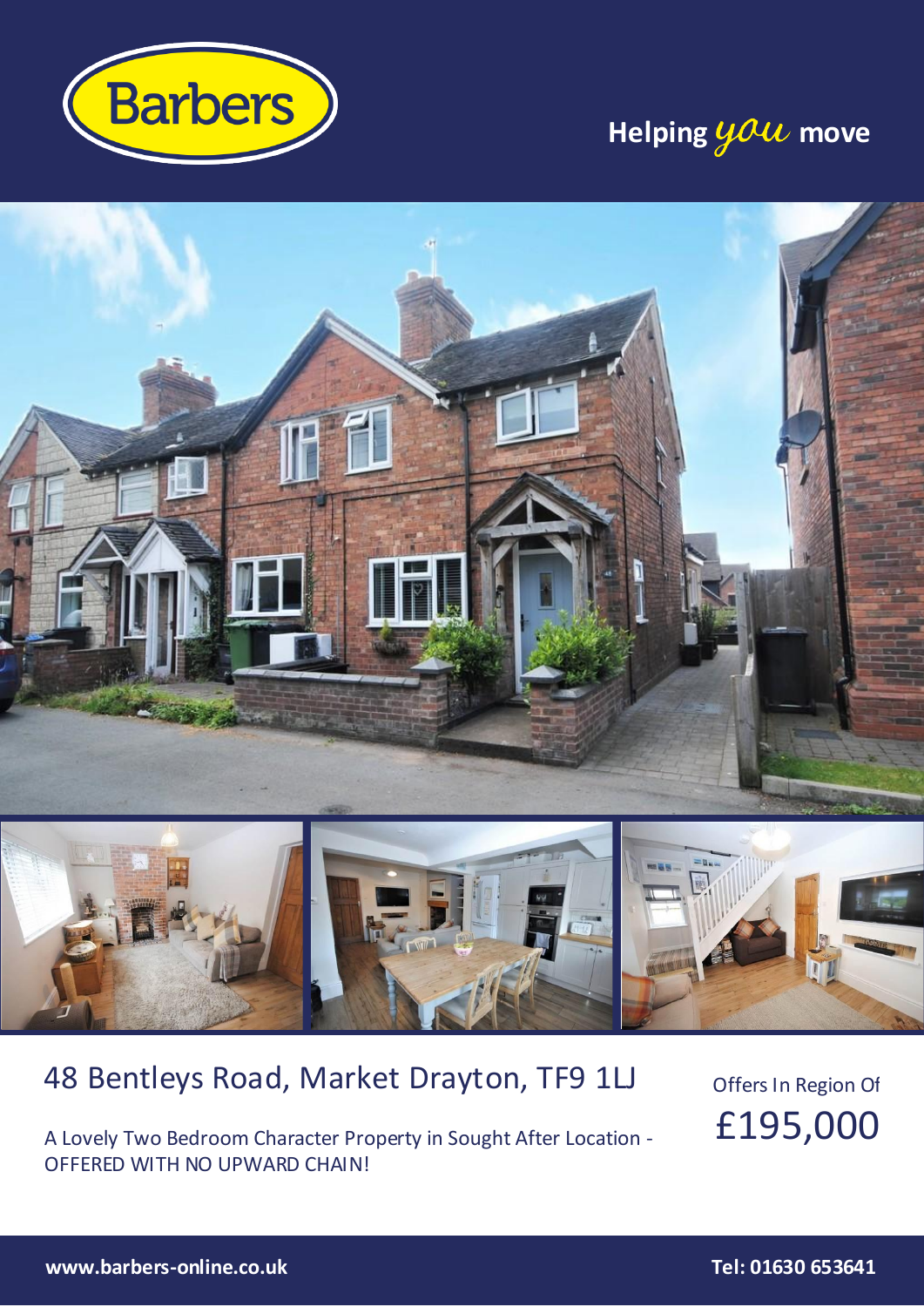Barbers

Helping *you* move

# 48 Bentleys Road, Market Drayton, TF9 1LJ

A Lovely Two Bedroom Character Property in Sought After Location - OFFERED WITH NO UPWARD CHAIN!

Offers In Region Of

**£195,000**

www.barbers-online.co.uk

Tel: 01630 653641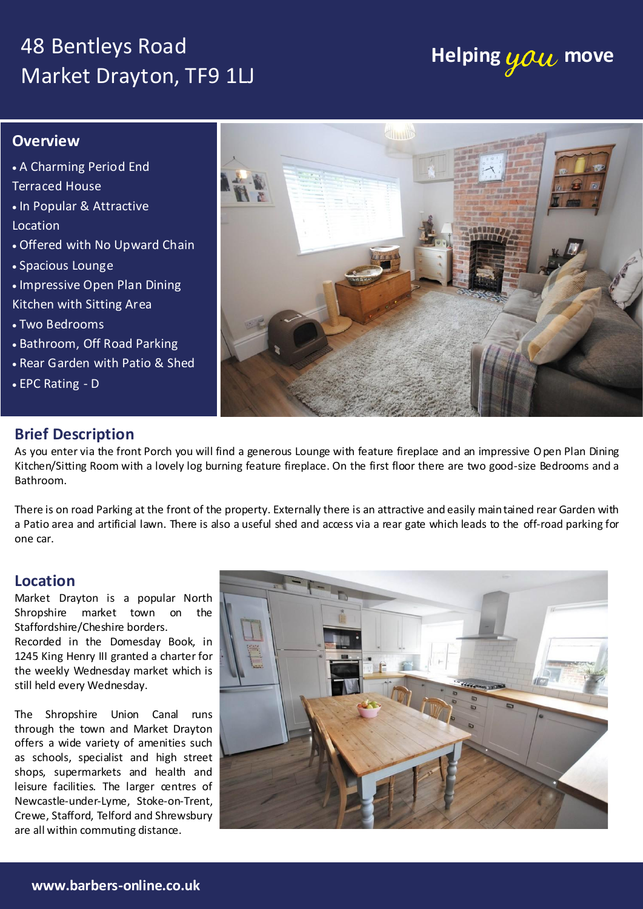# 48 Bentleys Road
# Market Drayton, TF9 1LJ

Helping *you* move

## Overview

- A Charming Period End Terraced House
- In Popular & Attractive Location
- Offered with No Upward Chain
- Spacious Lounge
- Impressive Open Plan Dining Kitchen with Sitting Area
- Two Bedrooms
- Bathroom, Off Road Parking
- Rear Garden with Patio & Shed
- EPC Rating - D

## Brief Description

As you enter via the front Porch you will find a generous Lounge with feature fireplace and an impressive Open Plan Dining Kitchen/Sitting Room with a lovely log burning feature fireplace. On the first floor there are two good-size Bedrooms and a Bathroom.

There is on road Parking at the front of the property. Externally there is an attractive and easily maintained rear Garden with a Patio area and artificial lawn. There is also a useful shed and access via a rear gate which leads to the off-road parking for one car.

## Location

Market Drayton is a popular North Shropshire market town on the Staffordshire/Cheshire borders. Recorded in the Domesday Book, in 1245 King Henry III granted a charter for the weekly Wednesday market which is still held every Wednesday.

The Shropshire Union Canal runs through the town and Market Drayton offers a wide variety of amenities such as schools, specialist and high street shops, supermarkets and health and leisure facilities. The larger centres of Newcastle-under-Lyme, Stoke-on-Trent, Crewe, Stafford, Telford and Shrewsbury are all within commuting distance.

www.barbers-online.co.uk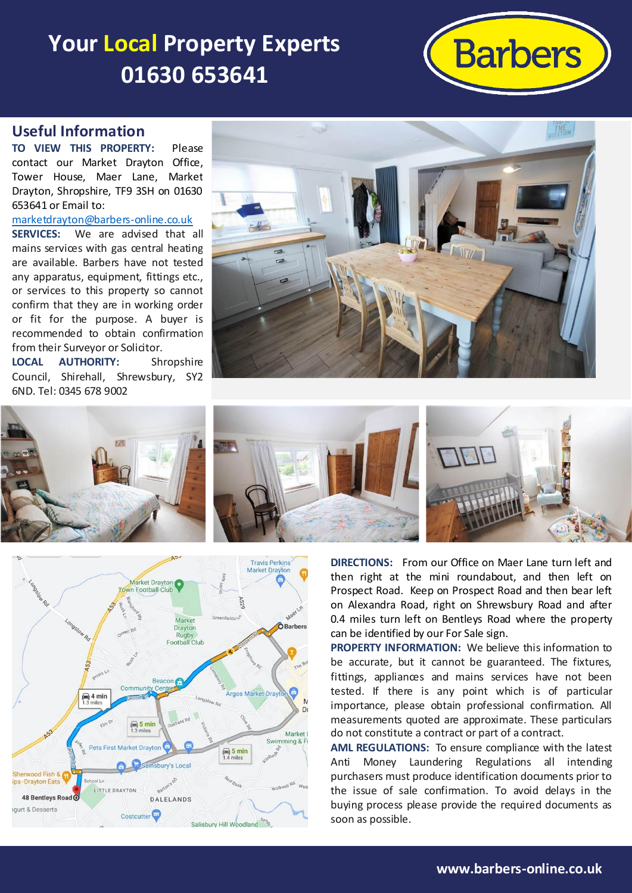# Your **Local** Property Experts
# 01630 653641

Barbers

## Useful Information

**TO VIEW THIS PROPERTY:** Please contact our Market Drayton Office, Tower House, Maer Lane, Market Drayton, Shropshire, TF9 3SH on 01630 653641 or Email to: marketdrayton@barbers-online.co.uk

**SERVICES:** We are advised that all mains services with gas central heating are available. Barbers have not tested any apparatus, equipment, fittings etc., or services to this property so cannot confirm that they are in working order or fit for the purpose. A buyer is recommended to obtain confirmation from their Surveyor or Solicitor.

**LOCAL AUTHORITY:** Shropshire Council, Shirehall, Shrewsbury, SY2 6ND. Tel: 0345 678 9002

**DIRECTIONS:** From our Office on Maer Lane turn left and then right at the mini roundabout, and then left on Prospect Road. Keep on Prospect Road and then bear left on Alexandra Road, right on Shrewsbury Road and after 0.4 miles turn left on Bentleys Road where the property can be identified by our For Sale sign.

**PROPERTY INFORMATION:** We believe this information to be accurate, but it cannot be guaranteed. The fixtures, fittings, appliances and mains services have not been tested. If there is any point which is of particular importance, please obtain professional confirmation. All measurements quoted are approximate. These particulars do not constitute a contract or part of a contract.

**AML REGULATIONS:** To ensure compliance with the latest Anti Money Laundering Regulations all intending purchasers must produce identification documents prior to the issue of sale confirmation. To avoid delays in the buying process please provide the required documents as soon as possible.

www.barbers-online.co.uk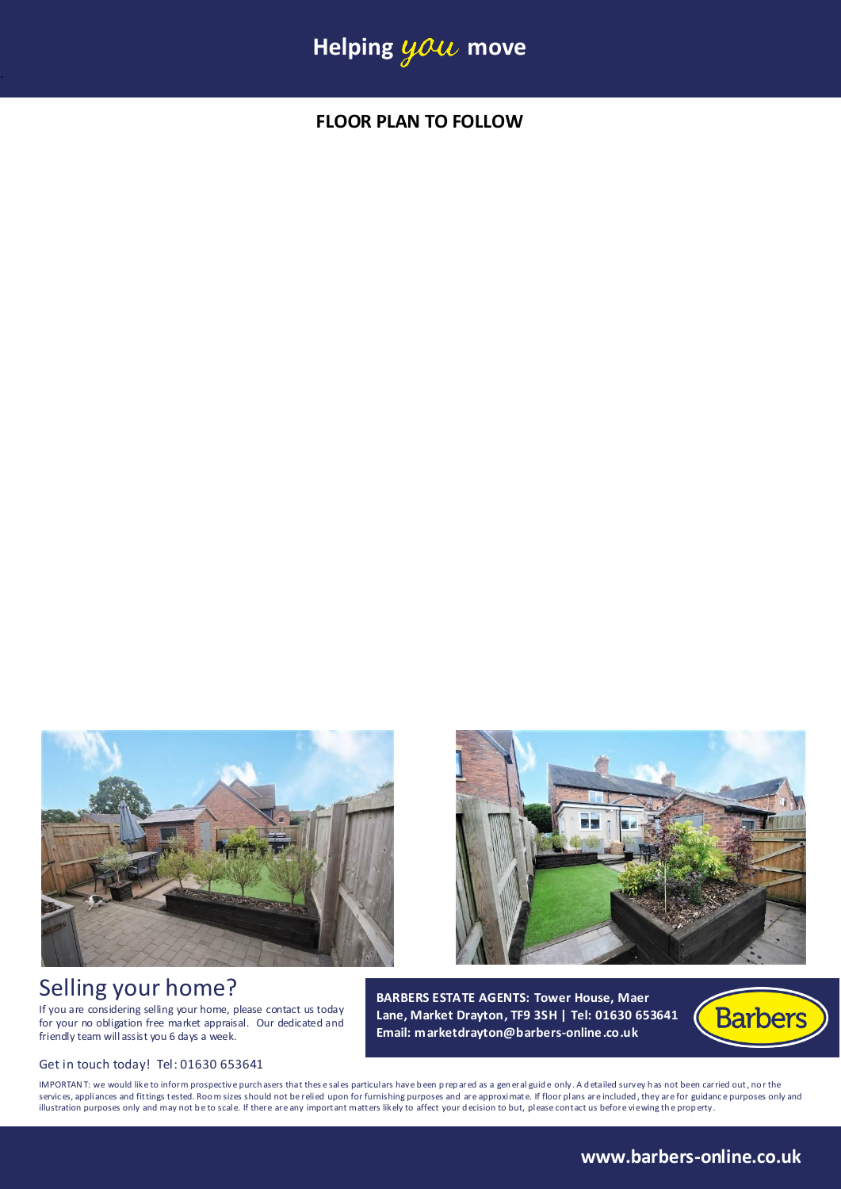# Helping *you* move

**FLOOR PLAN TO FOLLOW**

## Selling your home?

If you are considering selling your home, please contact us today for your no obligation free market appraisal. Our dedicated and friendly team will assist you 6 days a week.

Get in touch today! Tel: 01630 653641

**BARBERS ESTATE AGENTS: Tower House, Maer Lane, Market Drayton, TF9 3SH | Tel: 01630 653641**
**Email: marketdrayton@barbers-online.co.uk**

Barbers

IMPORTANT: we would like to inform prospective purchasers that these sales particulars have been prepared as a general guide only. A detailed survey has not been carried out, nor the services, appliances and fittings tested. Room sizes should not be relied upon for furnishing purposes and are approximate. If floor plans are included, they are for guidance purposes only and illustration purposes only and may not be to scale. If there are any important matters likely to affect your decision to but, please contact us before viewing the property.

**www.barbers-online.co.uk**